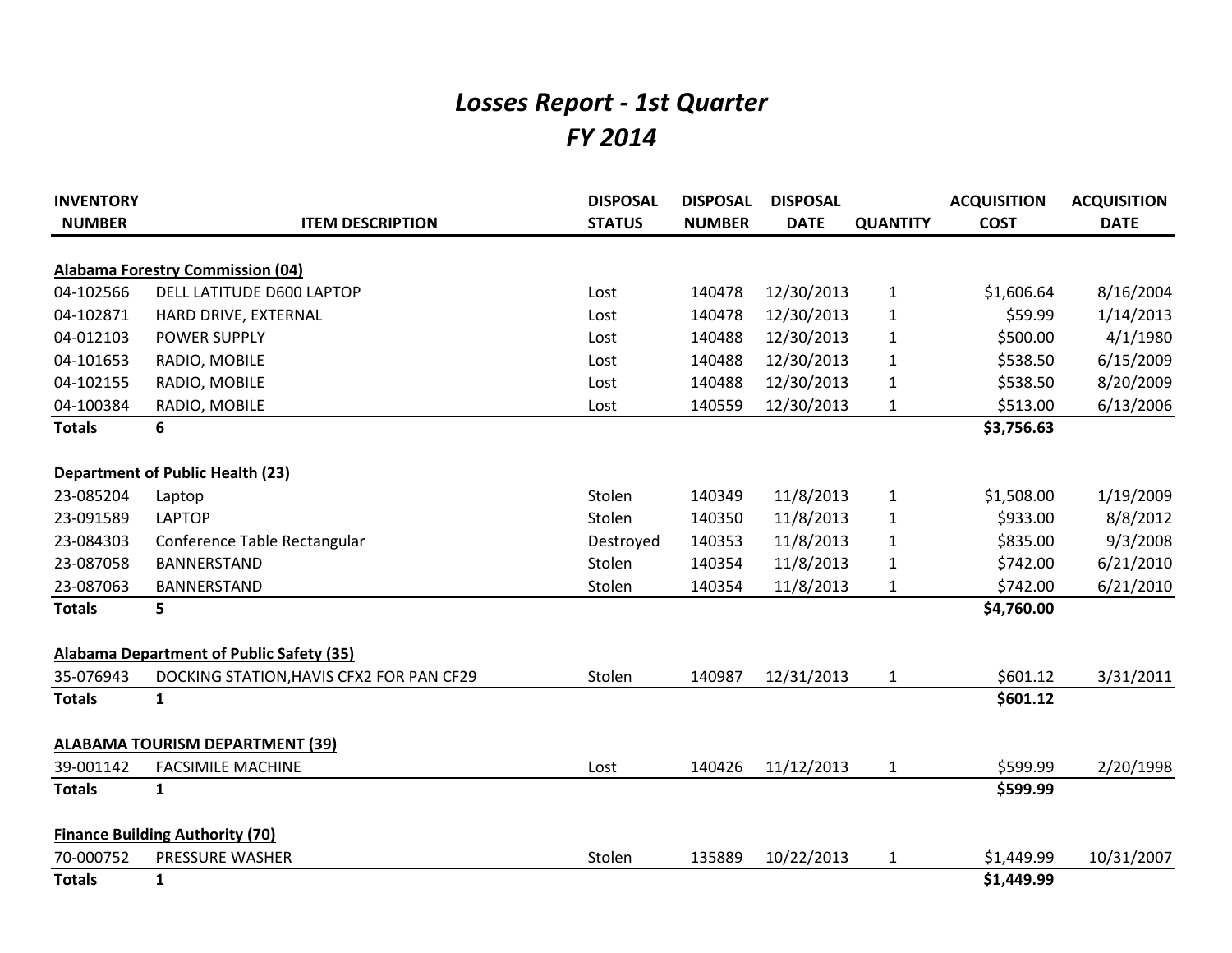# *Losses Report - 1st Quarter*
# *FY 2014*

| INVENTORY NUMBER | ITEM DESCRIPTION | DISPOSAL STATUS | DISPOSAL NUMBER | DISPOSAL DATE | QUANTITY | ACQUISITION COST | ACQUISITION DATE |
|---|---|---|---|---|---|---|---|
| **Alabama Forestry Commission (04)** | | | | | | | |
| 04-102566 | DELL LATITUDE D600 LAPTOP | Lost | 140478 | 12/30/2013 | 1 | $1,606.64 | 8/16/2004 |
| 04-102871 | HARD DRIVE, EXTERNAL | Lost | 140478 | 12/30/2013 | 1 | $59.99 | 1/14/2013 |
| 04-012103 | POWER SUPPLY | Lost | 140488 | 12/30/2013 | 1 | $500.00 | 4/1/1980 |
| 04-101653 | RADIO, MOBILE | Lost | 140488 | 12/30/2013 | 1 | $538.50 | 6/15/2009 |
| 04-102155 | RADIO, MOBILE | Lost | 140488 | 12/30/2013 | 1 | $538.50 | 8/20/2009 |
| 04-100384 | RADIO, MOBILE | Lost | 140559 | 12/30/2013 | 1 | $513.00 | 6/13/2006 |
| **Totals** | **6** | | | | | **$3,756.63** | |
| **Department of Public Health (23)** | | | | | | | |
| 23-085204 | Laptop | Stolen | 140349 | 11/8/2013 | 1 | $1,508.00 | 1/19/2009 |
| 23-091589 | LAPTOP | Stolen | 140350 | 11/8/2013 | 1 | $933.00 | 8/8/2012 |
| 23-084303 | Conference Table Rectangular | Destroyed | 140353 | 11/8/2013 | 1 | $835.00 | 9/3/2008 |
| 23-087058 | BANNERSTAND | Stolen | 140354 | 11/8/2013 | 1 | $742.00 | 6/21/2010 |
| 23-087063 | BANNERSTAND | Stolen | 140354 | 11/8/2013 | 1 | $742.00 | 6/21/2010 |
| **Totals** | **5** | | | | | **$4,760.00** | |
| **Alabama Department of Public Safety (35)** | | | | | | | |
| 35-076943 | DOCKING STATION,HAVIS CFX2 FOR PAN CF29 | Stolen | 140987 | 12/31/2013 | 1 | $601.12 | 3/31/2011 |
| **Totals** | **1** | | | | | **$601.12** | |
| **ALABAMA TOURISM DEPARTMENT (39)** | | | | | | | |
| 39-001142 | FACSIMILE MACHINE | Lost | 140426 | 11/12/2013 | 1 | $599.99 | 2/20/1998 |
| **Totals** | **1** | | | | | **$599.99** | |
| **Finance Building Authority (70)** | | | | | | | |
| 70-000752 | PRESSURE WASHER | Stolen | 135889 | 10/22/2013 | 1 | $1,449.99 | 10/31/2007 |
| **Totals** | **1** | | | | | **$1,449.99** | |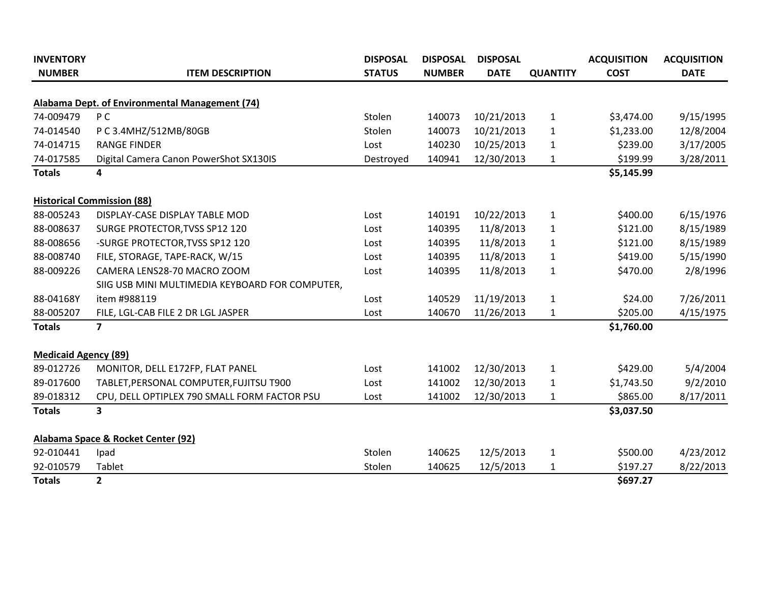| INVENTORY NUMBER | ITEM DESCRIPTION | DISPOSAL STATUS | DISPOSAL NUMBER | DISPOSAL DATE | QUANTITY | ACQUISITION COST | ACQUISITION DATE |
|---|---|---|---|---|---|---|---|
| **Alabama Dept. of Environmental Management (74)** | | | | | | | |
| 74-009479 | P C | Stolen | 140073 | 10/21/2013 | 1 | $3,474.00 | 9/15/1995 |
| 74-014540 | P C 3.4MHZ/512MB/80GB | Stolen | 140073 | 10/21/2013 | 1 | $1,233.00 | 12/8/2004 |
| 74-014715 | RANGE FINDER | Lost | 140230 | 10/25/2013 | 1 | $239.00 | 3/17/2005 |
| 74-017585 | Digital Camera Canon PowerShot SX130IS | Destroyed | 140941 | 12/30/2013 | 1 | $199.99 | 3/28/2011 |
| **Totals** | **4** | | | | | **$5,145.99** | |
| **Historical Commission (88)** | | | | | | | |
| 88-005243 | DISPLAY-CASE DISPLAY TABLE MOD | Lost | 140191 | 10/22/2013 | 1 | $400.00 | 6/15/1976 |
| 88-008637 | SURGE PROTECTOR,TVSS SP12 120 | Lost | 140395 | 11/8/2013 | 1 | $121.00 | 8/15/1989 |
| 88-008656 | -SURGE PROTECTOR,TVSS SP12 120 | Lost | 140395 | 11/8/2013 | 1 | $121.00 | 8/15/1989 |
| 88-008740 | FILE, STORAGE, TAPE-RACK, W/15 | Lost | 140395 | 11/8/2013 | 1 | $419.00 | 5/15/1990 |
| 88-009226 | CAMERA LENS28-70 MACRO ZOOM | Lost | 140395 | 11/8/2013 | 1 | $470.00 | 2/8/1996 |
| 88-04168Y | SIIG USB MINI MULTIMEDIA KEYBOARD FOR COMPUTER, item #988119 | Lost | 140529 | 11/19/2013 | 1 | $24.00 | 7/26/2011 |
| 88-005207 | FILE, LGL-CAB FILE 2 DR LGL JASPER | Lost | 140670 | 11/26/2013 | 1 | $205.00 | 4/15/1975 |
| **Totals** | **7** | | | | | **$1,760.00** | |
| **Medicaid Agency (89)** | | | | | | | |
| 89-012726 | MONITOR, DELL E172FP, FLAT PANEL | Lost | 141002 | 12/30/2013 | 1 | $429.00 | 5/4/2004 |
| 89-017600 | TABLET,PERSONAL COMPUTER,FUJITSU T900 | Lost | 141002 | 12/30/2013 | 1 | $1,743.50 | 9/2/2010 |
| 89-018312 | CPU, DELL OPTIPLEX 790 SMALL FORM FACTOR PSU | Lost | 141002 | 12/30/2013 | 1 | $865.00 | 8/17/2011 |
| **Totals** | **3** | | | | | **$3,037.50** | |
| **Alabama Space & Rocket Center (92)** | | | | | | | |
| 92-010441 | Ipad | Stolen | 140625 | 12/5/2013 | 1 | $500.00 | 4/23/2012 |
| 92-010579 | Tablet | Stolen | 140625 | 12/5/2013 | 1 | $197.27 | 8/22/2013 |
| **Totals** | **2** | | | | | **$697.27** | |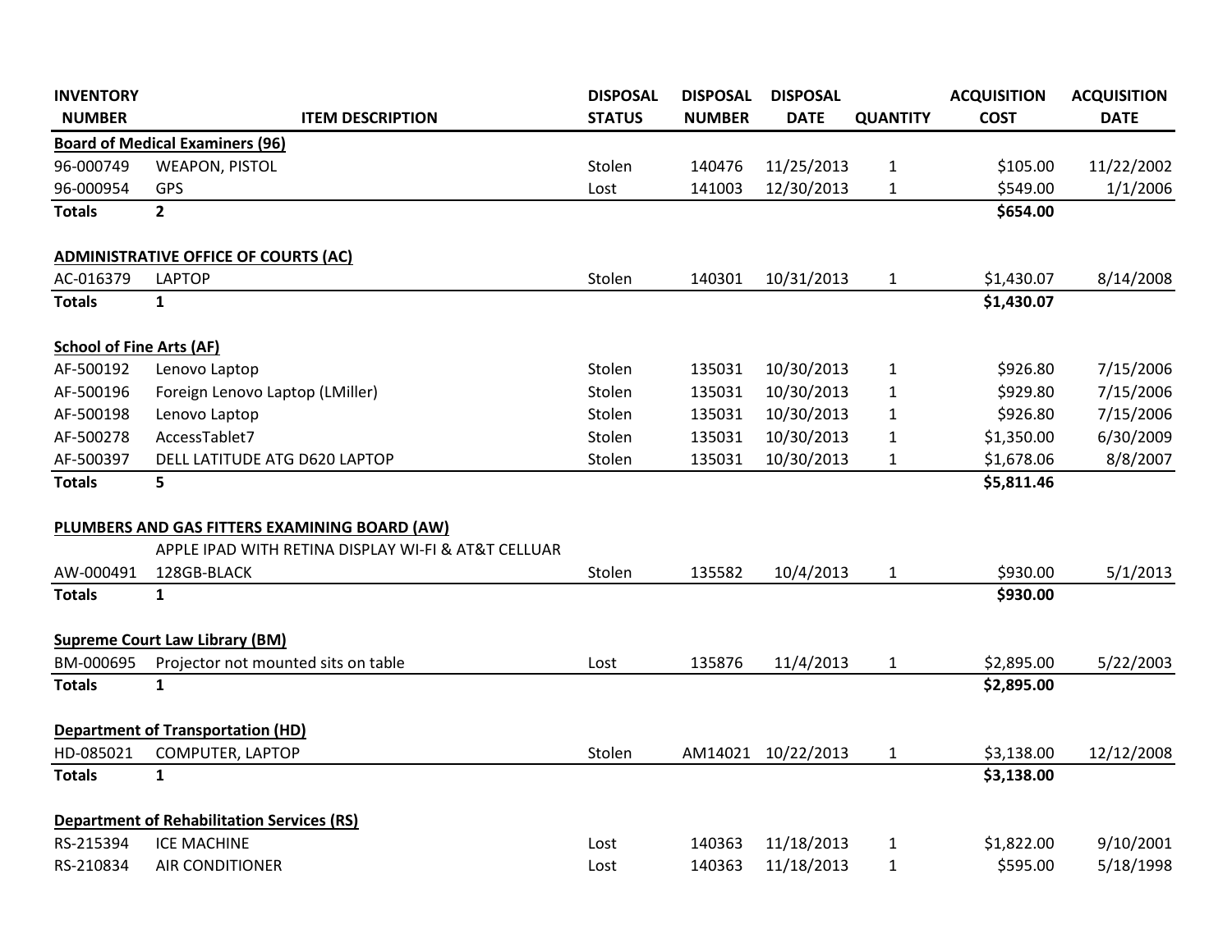| INVENTORY NUMBER | ITEM DESCRIPTION | DISPOSAL STATUS | DISPOSAL NUMBER | DISPOSAL DATE | QUANTITY | ACQUISITION COST | ACQUISITION DATE |
|---|---|---|---|---|---|---|---|
| **Board of Medical Examiners (96)** | | | | | | | |
| 96-000749 | WEAPON, PISTOL | Stolen | 140476 | 11/25/2013 | 1 | $105.00 | 11/22/2002 |
| 96-000954 | GPS | Lost | 141003 | 12/30/2013 | 1 | $549.00 | 1/1/2006 |
| **Totals** | **2** | | | | | **$654.00** | |
| | | | | | | | |
| **ADMINISTRATIVE OFFICE OF COURTS (AC)** | | | | | | | |
| AC-016379 | LAPTOP | Stolen | 140301 | 10/31/2013 | 1 | $1,430.07 | 8/14/2008 |
| **Totals** | **1** | | | | | **$1,430.07** | |
| | | | | | | | |
| **School of Fine Arts (AF)** | | | | | | | |
| AF-500192 | Lenovo Laptop | Stolen | 135031 | 10/30/2013 | 1 | $926.80 | 7/15/2006 |
| AF-500196 | Foreign Lenovo Laptop (LMiller) | Stolen | 135031 | 10/30/2013 | 1 | $929.80 | 7/15/2006 |
| AF-500198 | Lenovo Laptop | Stolen | 135031 | 10/30/2013 | 1 | $926.80 | 7/15/2006 |
| AF-500278 | AccessTablet7 | Stolen | 135031 | 10/30/2013 | 1 | $1,350.00 | 6/30/2009 |
| AF-500397 | DELL LATITUDE ATG D620 LAPTOP | Stolen | 135031 | 10/30/2013 | 1 | $1,678.06 | 8/8/2007 |
| **Totals** | **5** | | | | | **$5,811.46** | |
| | | | | | | | |
| **PLUMBERS AND GAS FITTERS EXAMINING BOARD (AW)** | | | | | | | |
| AW-000491 | APPLE IPAD WITH RETINA DISPLAY WI-FI & AT&T CELLUAR 128GB-BLACK | Stolen | 135582 | 10/4/2013 | 1 | $930.00 | 5/1/2013 |
| **Totals** | **1** | | | | | **$930.00** | |
| | | | | | | | |
| **Supreme Court Law Library (BM)** | | | | | | | |
| BM-000695 | Projector not mounted sits on table | Lost | 135876 | 11/4/2013 | 1 | $2,895.00 | 5/22/2003 |
| **Totals** | **1** | | | | | **$2,895.00** | |
| | | | | | | | |
| **Department of Transportation (HD)** | | | | | | | |
| HD-085021 | COMPUTER, LAPTOP | Stolen | AM14021 | 10/22/2013 | 1 | $3,138.00 | 12/12/2008 |
| **Totals** | **1** | | | | | **$3,138.00** | |
| | | | | | | | |
| **Department of Rehabilitation Services (RS)** | | | | | | | |
| RS-215394 | ICE MACHINE | Lost | 140363 | 11/18/2013 | 1 | $1,822.00 | 9/10/2001 |
| RS-210834 | AIR CONDITIONER | Lost | 140363 | 11/18/2013 | 1 | $595.00 | 5/18/1998 |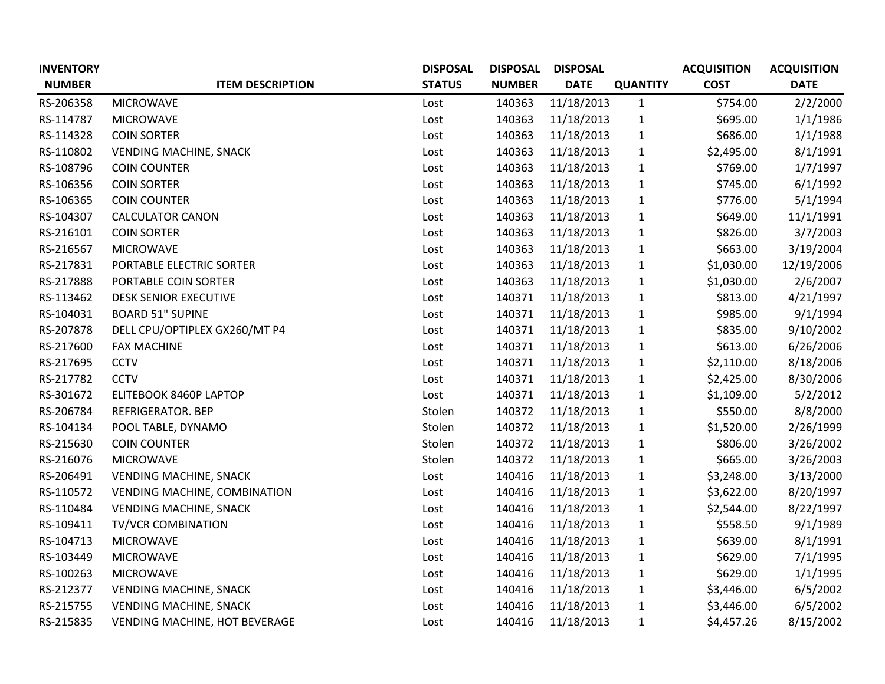| INVENTORY NUMBER | ITEM DESCRIPTION | DISPOSAL STATUS | DISPOSAL NUMBER | DISPOSAL DATE | QUANTITY | ACQUISITION COST | ACQUISITION DATE |
|---|---|---|---|---|---|---|---|
| RS-206358 | MICROWAVE | Lost | 140363 | 11/18/2013 | 1 | $754.00 | 2/2/2000 |
| RS-114787 | MICROWAVE | Lost | 140363 | 11/18/2013 | 1 | $695.00 | 1/1/1986 |
| RS-114328 | COIN SORTER | Lost | 140363 | 11/18/2013 | 1 | $686.00 | 1/1/1988 |
| RS-110802 | VENDING MACHINE, SNACK | Lost | 140363 | 11/18/2013 | 1 | $2,495.00 | 8/1/1991 |
| RS-108796 | COIN COUNTER | Lost | 140363 | 11/18/2013 | 1 | $769.00 | 1/7/1997 |
| RS-106356 | COIN SORTER | Lost | 140363 | 11/18/2013 | 1 | $745.00 | 6/1/1992 |
| RS-106365 | COIN COUNTER | Lost | 140363 | 11/18/2013 | 1 | $776.00 | 5/1/1994 |
| RS-104307 | CALCULATOR CANON | Lost | 140363 | 11/18/2013 | 1 | $649.00 | 11/1/1991 |
| RS-216101 | COIN SORTER | Lost | 140363 | 11/18/2013 | 1 | $826.00 | 3/7/2003 |
| RS-216567 | MICROWAVE | Lost | 140363 | 11/18/2013 | 1 | $663.00 | 3/19/2004 |
| RS-217831 | PORTABLE ELECTRIC SORTER | Lost | 140363 | 11/18/2013 | 1 | $1,030.00 | 12/19/2006 |
| RS-217888 | PORTABLE COIN SORTER | Lost | 140363 | 11/18/2013 | 1 | $1,030.00 | 2/6/2007 |
| RS-113462 | DESK SENIOR EXECUTIVE | Lost | 140371 | 11/18/2013 | 1 | $813.00 | 4/21/1997 |
| RS-104031 | BOARD 51" SUPINE | Lost | 140371 | 11/18/2013 | 1 | $985.00 | 9/1/1994 |
| RS-207878 | DELL CPU/OPTIPLEX GX260/MT P4 | Lost | 140371 | 11/18/2013 | 1 | $835.00 | 9/10/2002 |
| RS-217600 | FAX MACHINE | Lost | 140371 | 11/18/2013 | 1 | $613.00 | 6/26/2006 |
| RS-217695 | CCTV | Lost | 140371 | 11/18/2013 | 1 | $2,110.00 | 8/18/2006 |
| RS-217782 | CCTV | Lost | 140371 | 11/18/2013 | 1 | $2,425.00 | 8/30/2006 |
| RS-301672 | ELITEBOOK 8460P LAPTOP | Lost | 140371 | 11/18/2013 | 1 | $1,109.00 | 5/2/2012 |
| RS-206784 | REFRIGERATOR. BEP | Stolen | 140372 | 11/18/2013 | 1 | $550.00 | 8/8/2000 |
| RS-104134 | POOL TABLE, DYNAMO | Stolen | 140372 | 11/18/2013 | 1 | $1,520.00 | 2/26/1999 |
| RS-215630 | COIN COUNTER | Stolen | 140372 | 11/18/2013 | 1 | $806.00 | 3/26/2002 |
| RS-216076 | MICROWAVE | Stolen | 140372 | 11/18/2013 | 1 | $665.00 | 3/26/2003 |
| RS-206491 | VENDING MACHINE, SNACK | Lost | 140416 | 11/18/2013 | 1 | $3,248.00 | 3/13/2000 |
| RS-110572 | VENDING MACHINE, COMBINATION | Lost | 140416 | 11/18/2013 | 1 | $3,622.00 | 8/20/1997 |
| RS-110484 | VENDING MACHINE, SNACK | Lost | 140416 | 11/18/2013 | 1 | $2,544.00 | 8/22/1997 |
| RS-109411 | TV/VCR COMBINATION | Lost | 140416 | 11/18/2013 | 1 | $558.50 | 9/1/1989 |
| RS-104713 | MICROWAVE | Lost | 140416 | 11/18/2013 | 1 | $639.00 | 8/1/1991 |
| RS-103449 | MICROWAVE | Lost | 140416 | 11/18/2013 | 1 | $629.00 | 7/1/1995 |
| RS-100263 | MICROWAVE | Lost | 140416 | 11/18/2013 | 1 | $629.00 | 1/1/1995 |
| RS-212377 | VENDING MACHINE, SNACK | Lost | 140416 | 11/18/2013 | 1 | $3,446.00 | 6/5/2002 |
| RS-215755 | VENDING MACHINE, SNACK | Lost | 140416 | 11/18/2013 | 1 | $3,446.00 | 6/5/2002 |
| RS-215835 | VENDING MACHINE, HOT BEVERAGE | Lost | 140416 | 11/18/2013 | 1 | $4,457.26 | 8/15/2002 |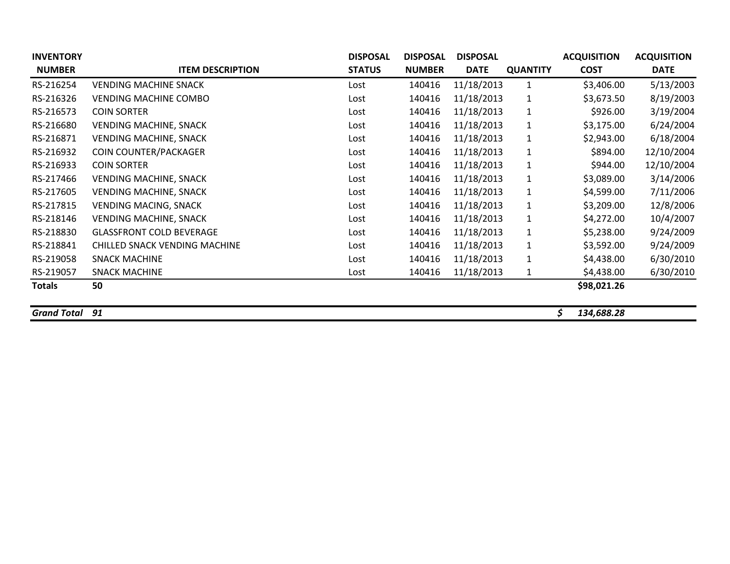| INVENTORY NUMBER | ITEM DESCRIPTION | DISPOSAL STATUS | DISPOSAL NUMBER | DISPOSAL DATE | QUANTITY | ACQUISITION COST | ACQUISITION DATE |
|---|---|---|---|---|---|---|---|
| RS-216254 | VENDING MACHINE SNACK | Lost | 140416 | 11/18/2013 | 1 | $3,406.00 | 5/13/2003 |
| RS-216326 | VENDING MACHINE COMBO | Lost | 140416 | 11/18/2013 | 1 | $3,673.50 | 8/19/2003 |
| RS-216573 | COIN SORTER | Lost | 140416 | 11/18/2013 | 1 | $926.00 | 3/19/2004 |
| RS-216680 | VENDING MACHINE, SNACK | Lost | 140416 | 11/18/2013 | 1 | $3,175.00 | 6/24/2004 |
| RS-216871 | VENDING MACHINE, SNACK | Lost | 140416 | 11/18/2013 | 1 | $2,943.00 | 6/18/2004 |
| RS-216932 | COIN COUNTER/PACKAGER | Lost | 140416 | 11/18/2013 | 1 | $894.00 | 12/10/2004 |
| RS-216933 | COIN SORTER | Lost | 140416 | 11/18/2013 | 1 | $944.00 | 12/10/2004 |
| RS-217466 | VENDING MACHINE, SNACK | Lost | 140416 | 11/18/2013 | 1 | $3,089.00 | 3/14/2006 |
| RS-217605 | VENDING MACHINE, SNACK | Lost | 140416 | 11/18/2013 | 1 | $4,599.00 | 7/11/2006 |
| RS-217815 | VENDING MACING, SNACK | Lost | 140416 | 11/18/2013 | 1 | $3,209.00 | 12/8/2006 |
| RS-218146 | VENDING MACHINE, SNACK | Lost | 140416 | 11/18/2013 | 1 | $4,272.00 | 10/4/2007 |
| RS-218830 | GLASSFRONT COLD BEVERAGE | Lost | 140416 | 11/18/2013 | 1 | $5,238.00 | 9/24/2009 |
| RS-218841 | CHILLED SNACK VENDING MACHINE | Lost | 140416 | 11/18/2013 | 1 | $3,592.00 | 9/24/2009 |
| RS-219058 | SNACK MACHINE | Lost | 140416 | 11/18/2013 | 1 | $4,438.00 | 6/30/2010 |
| RS-219057 | SNACK MACHINE | Lost | 140416 | 11/18/2013 | 1 | $4,438.00 | 6/30/2010 |
| **Totals** | **50** | | | | | **$98,021.26** | |
| ***Grand Total*** | ***91*** | | | | | ***$ 134,688.28*** | |